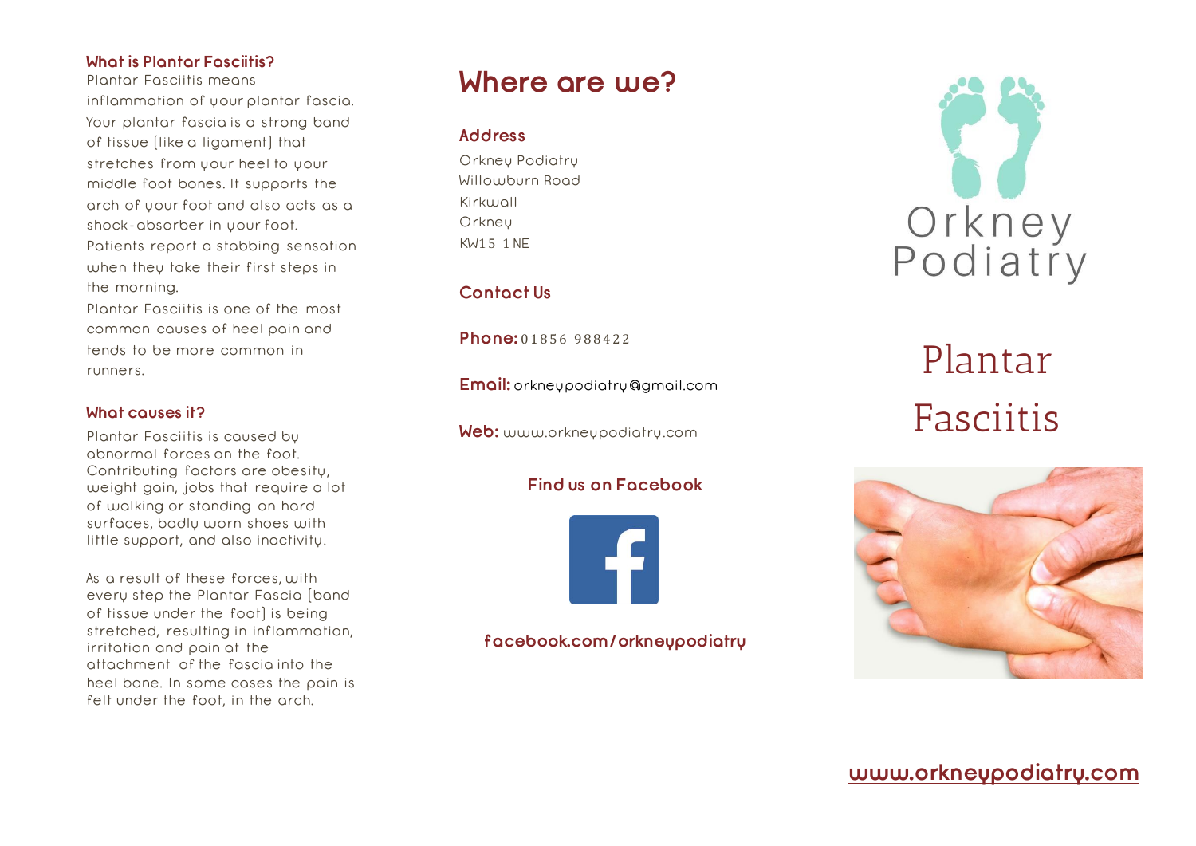## What is Plantar Fasciitis?

Plantar Fasciitis means inflammation of your plantar fascia. Your plantar fascia is a strong band of tissue (like a ligament) that stretches from your heel to your middle foot bones. It supports the arch of your foot and also acts as a shock-absorber in your foot. Patients report a stabbing sensation when they take their first steps in the morning.

Plantar Fasciitis is one of the most common causes of heel pain and tends to be more common in runners.

## What causes it?

Plantar Fasciitis is caused by abnormal forces on the foot. Contributing factors are obesity, weight gain, jobs that require a lot of walking or standing on hard surfaces, badly worn shoes with little support, and also inactivity.

As a result of these forces, with every step the Plantar Fascia (band of tissue under the foot) is being stretched, resulting in inflammation, irritation and pain at the attachment of the fascia into the heel bone. In some cases the pain is felt under the foot, in the arch.

# Where are we?

## Address

Orkney Podiatry
Willowburn Road
Kirkwall
Orkney
KW15 1NE

## Contact Us

**Phone:** 01856 988422

**Email:** orkneypodiatry@gmail.com

**Web:** www.orkneypodiatry.com

**Find us on Facebook**

**facebook.com/orkneypodiatry**

Orkney Podiatry

# Plantar Fasciitis

**www.orkneypodiatry.com**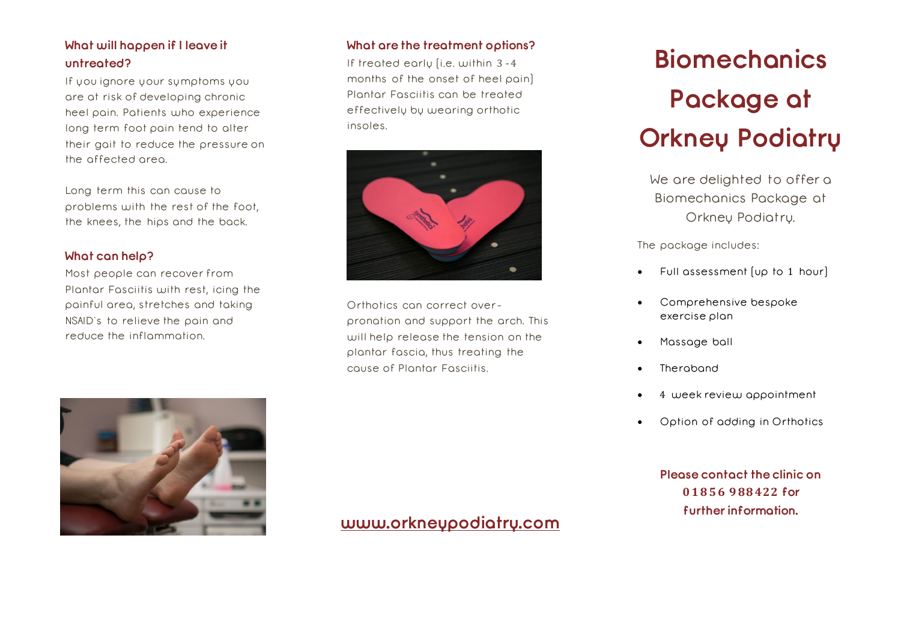### What will happen if I leave it untreated?

If you ignore your symptoms you are at risk of developing chronic heel pain. Patients who experience long term foot pain tend to alter their gait to reduce the pressure on the affected area.

Long term this can cause to problems with the rest of the foot, the knees, the hips and the back.

### What can help?

Most people can recover from Plantar Fasciitis with rest, icing the painful area, stretches and taking NSAID's to relieve the pain and reduce the inflammation.

### What are the treatment options?

If treated early (i.e. within 3-4 months of the onset of heel pain) Plantar Fasciitis can be treated effectively by wearing orthotic insoles.

Orthotics can correct over-pronation and support the arch. This will help release the tension on the plantar fascia, thus treating the cause of Plantar Fasciitis.

**www.orkneypodiatry.com**

# Biomechanics Package at Orkney Podiatry

We are delighted to offer a Biomechanics Package at Orkney Podiatry.

The package includes:

- Full assessment (up to 1 hour)
- Comprehensive bespoke exercise plan
- Massage ball
- Theraband
- 4 week review appointment
- Option of adding in Orthotics

**Please contact the clinic on 01856 988422 for further information.**